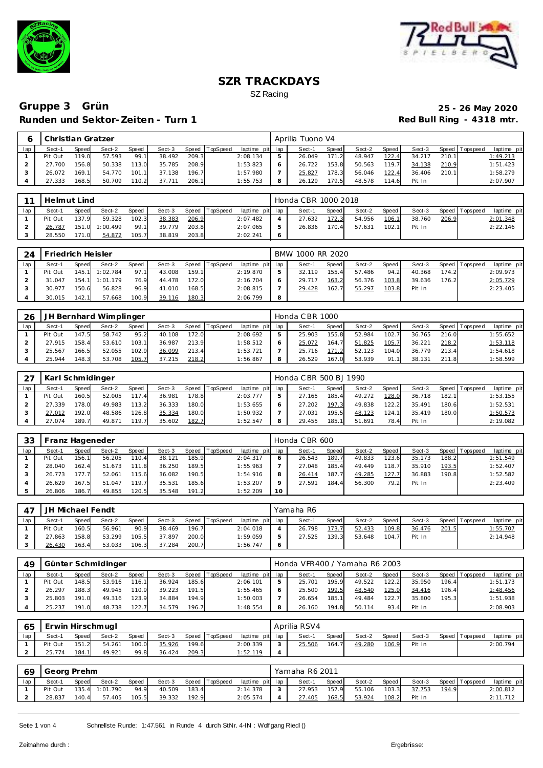# SZR TRACKDAYS

SZ Racing

## Gruppe 3 Grün

**25 - 26 May 2020**

**Runden und Sektor-Zeiten - Turn 1**

**Red Bull Ring - 4318 mtr.**

| 6 | Christian Gratzer | | | | | | | | Aprilia Tuono V4 | | | | | | | | |
|---|---|---|---|---|---|---|---|---|---|---|---|---|---|---|---|---|---|
| lap | Sect-1 | Speed | Sect-2 | Speed | Sect-3 | Speed | TopSpeed | laptime pit | lap | Sect-1 | Speed | Sect-2 | Speed | Sect-3 | Speed | Topspeed | laptime pit |
| 1 | Pit Out | 119.0 | 57.593 | 99.1 | 38.492 | 209.3 | | 2:08.134 | 5 | 26.049 | 171.2 | 48.947 | 122.4 | 34.217 | 210.1 | | 1:49.213 |
| 2 | 27.700 | 156.8 | 50.338 | 113.0 | 35.785 | 208.9 | | 1:53.823 | 6 | 26.722 | 153.8 | 50.563 | 119.7 | 34.138 | 210.9 | | 1:51.423 |
| 3 | 26.072 | 169.1 | 54.770 | 101.1 | 37.138 | 196.7 | | 1:57.980 | 7 | 25.827 | 178.3 | 56.046 | 122.4 | 36.406 | 210.1 | | 1:58.279 |
| 4 | 27.333 | 168.5 | 50.709 | 110.2 | 37.711 | 206.1 | | 1:55.753 | 8 | 26.129 | 179.5 | 48.578 | 114.6 | Pit In | | | 2:07.907 |

| 11 | Helmut Lind | | | | | | | | Honda CBR 1000 2018 | | | | | | | | |
|---|---|---|---|---|---|---|---|---|---|---|---|---|---|---|---|---|---|
| lap | Sect-1 | Speed | Sect-2 | Speed | Sect-3 | Speed | TopSpeed | laptime pit | lap | Sect-1 | Speed | Sect-2 | Speed | Sect-3 | Speed | Topspeed | laptime pit |
| 1 | Pit Out | 137.9 | 59.328 | 102.3 | 38.383 | 206.9 | | 2:07.482 | 4 | 27.632 | 172.3 | 54.956 | 106.1 | 38.760 | 206.9 | | 2:01.348 |
| 2 | 26.787 | 151.0 | 1:00.499 | 99.1 | 39.779 | 203.8 | | 2:07.065 | 5 | 26.836 | 170.4 | 57.631 | 102.1 | Pit In | | | 2:22.146 |
| 3 | 28.550 | 171.0 | 54.872 | 105.7 | 38.819 | 203.8 | | 2:02.241 | 6 | | | | | | | | |

| 24 | Friedrich Heisler | | | | | | | | BMW 1000 RR 2020 | | | | | | | | |
|---|---|---|---|---|---|---|---|---|---|---|---|---|---|---|---|---|---|
| lap | Sect-1 | Speed | Sect-2 | Speed | Sect-3 | Speed | TopSpeed | laptime pit | lap | Sect-1 | Speed | Sect-2 | Speed | Sect-3 | Speed | Topspeed | laptime pit |
| 1 | Pit Out | 145.1 | 1:02.784 | 97.1 | 43.008 | 159.1 | | 2:19.870 | 5 | 32.119 | 155.4 | 57.486 | 94.2 | 40.368 | 174.2 | | 2:09.973 |
| 2 | 31.047 | 154.1 | 1:01.179 | 76.9 | 44.478 | 172.0 | | 2:16.704 | 6 | 29.717 | 163.2 | 56.376 | 103.8 | 39.636 | 176.2 | | 2:05.729 |
| 3 | 30.977 | 150.6 | 56.828 | 96.9 | 41.010 | 168.5 | | 2:08.815 | 7 | 29.428 | 162.7 | 55.297 | 103.8 | Pit In | | | 2:23.405 |
| 4 | 30.015 | 142.1 | 57.668 | 100.9 | 39.116 | 180.3 | | 2:06.799 | 8 | | | | | | | | |

| 26 | JH Bernhard Wimplinger | | | | | | | | Honda CBR 1000 | | | | | | | | |
|---|---|---|---|---|---|---|---|---|---|---|---|---|---|---|---|---|---|
| lap | Sect-1 | Speed | Sect-2 | Speed | Sect-3 | Speed | TopSpeed | laptime pit | lap | Sect-1 | Speed | Sect-2 | Speed | Sect-3 | Speed | Topspeed | laptime pit |
| 1 | Pit Out | 147.5 | 58.742 | 95.2 | 40.108 | 172.0 | | 2:08.692 | 5 | 25.903 | 155.8 | 52.984 | 102.7 | 36.765 | 216.0 | | 1:55.652 |
| 2 | 27.915 | 158.4 | 53.610 | 103.1 | 36.987 | 213.9 | | 1:58.512 | 6 | 25.072 | 164.7 | 51.825 | 105.7 | 36.221 | 218.2 | | 1:53.118 |
| 3 | 25.567 | 166.5 | 52.055 | 102.9 | 36.099 | 213.4 | | 1:53.721 | 7 | 25.716 | 171.2 | 52.123 | 104.0 | 36.779 | 213.4 | | 1:54.618 |
| 4 | 25.944 | 148.3 | 53.708 | 105.7 | 37.215 | 218.2 | | 1:56.867 | 8 | 26.529 | 167.0 | 53.939 | 91.1 | 38.131 | 211.8 | | 1:58.599 |

| 27 | Karl Schmidinger | | | | | | | | Honda CBR 500 BJ 1990 | | | | | | | | |
|---|---|---|---|---|---|---|---|---|---|---|---|---|---|---|---|---|---|
| lap | Sect-1 | Speed | Sect-2 | Speed | Sect-3 | Speed | TopSpeed | laptime pit | lap | Sect-1 | Speed | Sect-2 | Speed | Sect-3 | Speed | Topspeed | laptime pit |
| 1 | Pit Out | 160.5 | 52.005 | 117.4 | 36.981 | 178.8 | | 2:03.777 | 5 | 27.165 | 185.4 | 49.272 | 128.0 | 36.718 | 182.1 | | 1:53.155 |
| 2 | 27.339 | 178.0 | 49.983 | 113.2 | 36.333 | 180.0 | | 1:53.655 | 6 | 27.202 | 197.3 | 49.838 | 122.2 | 35.491 | 180.6 | | 1:52.531 |
| 3 | 27.012 | 192.0 | 48.586 | 126.8 | 35.334 | 180.0 | | 1:50.932 | 7 | 27.031 | 195.5 | 48.123 | 124.1 | 35.419 | 180.0 | | 1:50.573 |
| 4 | 27.074 | 189.7 | 49.871 | 119.7 | 35.602 | 182.7 | | 1:52.547 | 8 | 29.455 | 185.1 | 51.691 | 78.4 | Pit In | | | 2:19.082 |

| 33 | Franz Hageneder | | | | | | | | Honda CBR 600 | | | | | | | | |
|---|---|---|---|---|---|---|---|---|---|---|---|---|---|---|---|---|---|
| lap | Sect-1 | Speed | Sect-2 | Speed | Sect-3 | Speed | TopSpeed | laptime pit | lap | Sect-1 | Speed | Sect-2 | Speed | Sect-3 | Speed | Topspeed | laptime pit |
| 1 | Pit Out | 156.1 | 56.205 | 110.4 | 38.121 | 185.9 | | 2:04.317 | 6 | 26.543 | 189.7 | 49.833 | 123.6 | 35.173 | 188.2 | | 1:51.549 |
| 2 | 28.040 | 162.4 | 51.673 | 111.8 | 36.250 | 189.5 | | 1:55.963 | 7 | 27.048 | 185.4 | 49.449 | 118.7 | 35.910 | 193.5 | | 1:52.407 |
| 3 | 26.773 | 177.7 | 52.061 | 115.6 | 36.082 | 190.5 | | 1:54.916 | 8 | 26.414 | 187.7 | 49.285 | 127.7 | 36.883 | 190.8 | | 1:52.582 |
| 4 | 26.629 | 167.5 | 51.047 | 119.7 | 35.531 | 185.6 | | 1:53.207 | 9 | 27.591 | 184.4 | 56.300 | 79.2 | Pit In | | | 2:23.409 |
| 5 | 26.806 | 186.7 | 49.855 | 120.5 | 35.548 | 191.2 | | 1:52.209 | 10 | | | | | | | | |

| 47 | JH Michael Fendt | | | | | | | | Yamaha R6 | | | | | | | | |
|---|---|---|---|---|---|---|---|---|---|---|---|---|---|---|---|---|---|
| lap | Sect-1 | Speed | Sect-2 | Speed | Sect-3 | Speed | TopSpeed | laptime pit | lap | Sect-1 | Speed | Sect-2 | Speed | Sect-3 | Speed | Topspeed | laptime pit |
| 1 | Pit Out | 160.5 | 56.961 | 90.9 | 38.469 | 196.7 | | 2:04.018 | 4 | 26.798 | 173.7 | 52.433 | 109.8 | 36.476 | 201.5 | | 1:55.707 |
| 2 | 27.863 | 158.8 | 53.299 | 105.5 | 37.897 | 200.0 | | 1:59.059 | 5 | 27.525 | 139.3 | 53.648 | 104.7 | Pit In | | | 2:14.948 |
| 3 | 26.430 | 163.4 | 53.033 | 106.3 | 37.284 | 200.7 | | 1:56.747 | 6 | | | | | | | | |

| 49 | Günter Schmidinger | | | | | | | | Honda VFR400 / Yamaha R6 2003 | | | | | | | | |
|---|---|---|---|---|---|---|---|---|---|---|---|---|---|---|---|---|---|
| lap | Sect-1 | Speed | Sect-2 | Speed | Sect-3 | Speed | TopSpeed | laptime pit | lap | Sect-1 | Speed | Sect-2 | Speed | Sect-3 | Speed | Topspeed | laptime pit |
| 1 | Pit Out | 148.5 | 53.916 | 116.1 | 36.924 | 185.6 | | 2:06.101 | 5 | 25.701 | 195.9 | 49.522 | 122.2 | 35.950 | 196.4 | | 1:51.173 |
| 2 | 26.297 | 188.3 | 49.945 | 110.9 | 39.223 | 191.5 | | 1:55.465 | 6 | 25.500 | 199.5 | 48.540 | 125.0 | 34.416 | 196.4 | | 1:48.456 |
| 3 | 25.803 | 191.0 | 49.316 | 123.9 | 34.884 | 194.9 | | 1:50.003 | 7 | 26.654 | 185.1 | 49.484 | 122.7 | 35.800 | 195.3 | | 1:51.938 |
| 4 | 25.237 | 191.0 | 48.738 | 122.7 | 34.579 | 196.7 | | 1:48.554 | 8 | 26.160 | 194.8 | 50.114 | 93.4 | Pit In | | | 2:08.903 |

| 65 | Erwin Hirschmugl | | | | | | | | Aprilia RSV4 | | | | | | | | |
|---|---|---|---|---|---|---|---|---|---|---|---|---|---|---|---|---|---|
| lap | Sect-1 | Speed | Sect-2 | Speed | Sect-3 | Speed | TopSpeed | laptime pit | lap | Sect-1 | Speed | Sect-2 | Speed | Sect-3 | Speed | Topspeed | laptime pit |
| 1 | Pit Out | 151.2 | 54.261 | 100.0 | 35.926 | 199.6 | | 2:00.339 | 3 | 25.506 | 164.7 | 49.280 | 106.9 | Pit In | | | 2:00.794 |
| 2 | 25.774 | 184.1 | 49.921 | 99.8 | 36.424 | 209.3 | | 1:52.119 | 4 | | | | | | | | |

| 69 | Georg Prehm | | | | | | | | Yamaha R6 2011 | | | | | | | | |
|---|---|---|---|---|---|---|---|---|---|---|---|---|---|---|---|---|---|
| lap | Sect-1 | Speed | Sect-2 | Speed | Sect-3 | Speed | TopSpeed | laptime pit | lap | Sect-1 | Speed | Sect-2 | Speed | Sect-3 | Speed | Topspeed | laptime pit |
| 1 | Pit Out | 135.4 | 1:01.790 | 94.9 | 40.509 | 183.4 | | 2:14.378 | 3 | 27.953 | 157.9 | 55.106 | 103.3 | 37.753 | 194.9 | | 2:00.812 |
| 2 | 28.837 | 140.4 | 57.405 | 105.5 | 39.332 | 192.9 | | 2:05.574 | 4 | 27.405 | 168.5 | 53.924 | 108.2 | Pit In | | | 2:11.712 |

Schnellste Runde: 1:47.561 in Runde 4 durch StNr. 4-IN : Wolfgang Riedl ()

Zeitnahme durch :

Ergebnisse: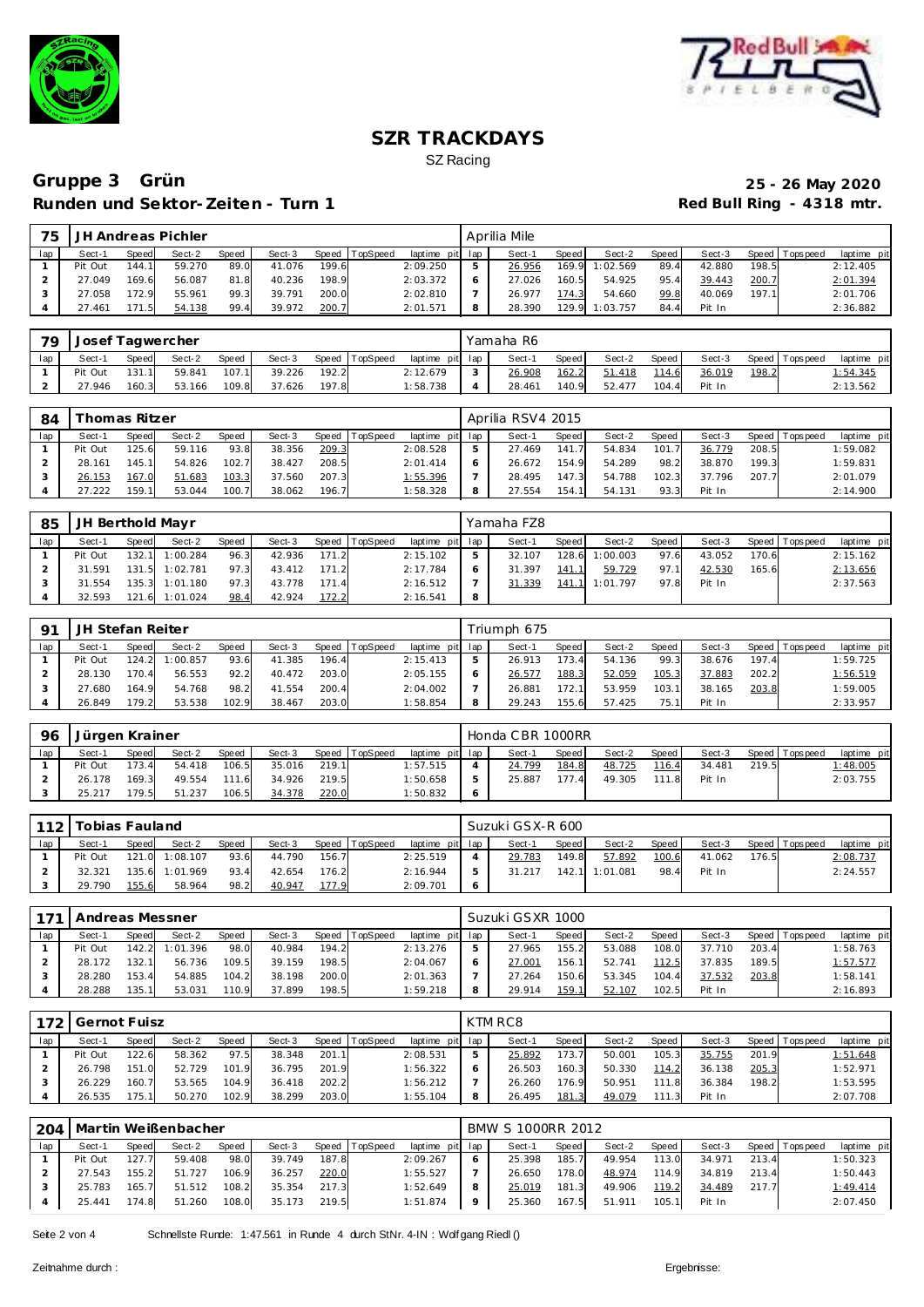# SZR TRACKDAYS

SZ Racing

## Gruppe 3 Grün

**Runden und Sektor-Zeiten - Turn 1**

**25 - 26 May 2020**

**Red Bull Ring - 4318 mtr.**

| 75 | JH Andreas Pichler | | | | | | | | Aprilia Mile | | | | | | | | |
|---|---|---|---|---|---|---|---|---|---|---|---|---|---|---|---|---|---|
| lap | Sect-1 | Speed | Sect-2 | Speed | Sect-3 | Speed | TopSpeed | laptime pit | lap | Sect-1 | Speed | Sect-2 | Speed | Sect-3 | Speed | Topspeed | laptime pit |
| 1 | Pit Out | 144.1 | 59.270 | 89.0 | 41.076 | 199.6 | | 2:09.250 | 5 | 26.956 | 169.9 | 1:02.569 | 89.4 | 42.880 | 198.5 | | 2:12.405 |
| 2 | 27.049 | 169.6 | 56.087 | 81.8 | 40.236 | 198.9 | | 2:03.372 | 6 | 27.026 | 160.5 | 54.925 | 95.4 | 39.443 | 200.7 | | 2:01.394 |
| 3 | 27.058 | 172.9 | 55.961 | 99.3 | 39.791 | 200.0 | | 2:02.810 | 7 | 26.977 | 174.3 | 54.660 | 99.8 | 40.069 | 197.1 | | 2:01.706 |
| 4 | 27.461 | 171.5 | 54.138 | 99.4 | 39.972 | 200.7 | | 2:01.571 | 8 | 28.390 | 129.9 | 1:03.757 | 84.4 | Pit In | | | 2:36.882 |

| 79 | Josef Tagwercher | | | | | | | | Yamaha R6 | | | | | | | | |
|---|---|---|---|---|---|---|---|---|---|---|---|---|---|---|---|---|---|
| lap | Sect-1 | Speed | Sect-2 | Speed | Sect-3 | Speed | TopSpeed | laptime pit | lap | Sect-1 | Speed | Sect-2 | Speed | Sect-3 | Speed | Topspeed | laptime pit |
| 1 | Pit Out | 131.1 | 59.841 | 107.1 | 39.226 | 192.2 | | 2:12.679 | 3 | 26.908 | 162.2 | 51.418 | 114.6 | 36.019 | 198.2 | | 1:54.345 |
| 2 | 27.946 | 160.3 | 53.166 | 109.8 | 37.626 | 197.8 | | 1:58.738 | 4 | 28.461 | 140.9 | 52.477 | 104.4 | Pit In | | | 2:13.562 |

| 84 | Thomas Ritzer | | | | | | | | Aprilia RSV4 2015 | | | | | | | | |
|---|---|---|---|---|---|---|---|---|---|---|---|---|---|---|---|---|---|
| lap | Sect-1 | Speed | Sect-2 | Speed | Sect-3 | Speed | TopSpeed | laptime pit | lap | Sect-1 | Speed | Sect-2 | Speed | Sect-3 | Speed | Topspeed | laptime pit |
| 1 | Pit Out | 125.6 | 59.116 | 93.8 | 38.356 | 209.3 | | 2:08.528 | 5 | 27.469 | 141.7 | 54.834 | 101.7 | 36.779 | 208.5 | | 1:59.082 |
| 2 | 28.161 | 145.1 | 54.826 | 102.7 | 38.427 | 208.5 | | 2:01.414 | 6 | 26.672 | 154.9 | 54.289 | 98.2 | 38.870 | 199.3 | | 1:59.831 |
| 3 | 26.153 | 167.0 | 51.683 | 103.3 | 37.560 | 207.3 | | 1:55.396 | 7 | 28.495 | 147.3 | 54.788 | 102.3 | 37.796 | 207.7 | | 2:01.079 |
| 4 | 27.222 | 159.1 | 53.044 | 100.7 | 38.062 | 196.7 | | 1:58.328 | 8 | 27.554 | 154.1 | 54.131 | 93.3 | Pit In | | | 2:14.900 |

| 85 | JH Berthold Mayr | | | | | | | | Yamaha FZ8 | | | | | | | | |
|---|---|---|---|---|---|---|---|---|---|---|---|---|---|---|---|---|---|
| lap | Sect-1 | Speed | Sect-2 | Speed | Sect-3 | Speed | TopSpeed | laptime pit | lap | Sect-1 | Speed | Sect-2 | Speed | Sect-3 | Speed | Topspeed | laptime pit |
| 1 | Pit Out | 132.1 | 1:00.284 | 96.3 | 42.936 | 171.2 | | 2:15.102 | 5 | 32.107 | 128.6 | 1:00.003 | 97.6 | 43.052 | 170.6 | | 2:15.162 |
| 2 | 31.591 | 131.5 | 1:02.781 | 97.3 | 43.412 | 171.2 | | 2:17.784 | 6 | 31.397 | 141.1 | 59.729 | 97.1 | 42.530 | 165.6 | | 2:13.656 |
| 3 | 31.554 | 135.3 | 1:01.180 | 97.3 | 43.778 | 171.4 | | 2:16.512 | 7 | 31.339 | 141.1 | 1:01.797 | 97.8 | Pit In | | | 2:37.563 |
| 4 | 32.593 | 121.6 | 1:01.024 | 98.4 | 42.924 | 172.2 | | 2:16.541 | 8 | | | | | | | | |

| 91 | JH Stefan Reiter | | | | | | | | Triumph 675 | | | | | | | | |
|---|---|---|---|---|---|---|---|---|---|---|---|---|---|---|---|---|---|
| lap | Sect-1 | Speed | Sect-2 | Speed | Sect-3 | Speed | TopSpeed | laptime pit | lap | Sect-1 | Speed | Sect-2 | Speed | Sect-3 | Speed | Topspeed | laptime pit |
| 1 | Pit Out | 124.2 | 1:00.857 | 93.6 | 41.385 | 196.4 | | 2:15.413 | 5 | 26.913 | 173.4 | 54.136 | 99.3 | 38.676 | 197.4 | | 1:59.725 |
| 2 | 28.130 | 170.4 | 56.553 | 92.2 | 40.472 | 203.0 | | 2:05.155 | 6 | 26.577 | 188.3 | 52.059 | 105.3 | 37.883 | 202.2 | | 1:56.519 |
| 3 | 27.680 | 164.9 | 54.768 | 98.2 | 41.554 | 200.4 | | 2:04.002 | 7 | 26.881 | 172.1 | 53.959 | 103.1 | 38.165 | 203.8 | | 1:59.005 |
| 4 | 26.849 | 179.2 | 53.538 | 102.9 | 38.467 | 203.0 | | 1:58.854 | 8 | 29.243 | 155.6 | 57.425 | 75.1 | Pit In | | | 2:33.957 |

| 96 | Jürgen Krainer | | | | | | | | Honda CBR 1000RR | | | | | | | | |
|---|---|---|---|---|---|---|---|---|---|---|---|---|---|---|---|---|---|
| lap | Sect-1 | Speed | Sect-2 | Speed | Sect-3 | Speed | TopSpeed | laptime pit | lap | Sect-1 | Speed | Sect-2 | Speed | Sect-3 | Speed | Topspeed | laptime pit |
| 1 | Pit Out | 173.4 | 54.418 | 106.5 | 35.016 | 219.1 | | 1:57.515 | 4 | 24.799 | 184.8 | 48.725 | 116.4 | 34.481 | 219.5 | | 1:48.005 |
| 2 | 26.178 | 169.3 | 49.554 | 111.6 | 34.926 | 219.5 | | 1:50.658 | 5 | 25.887 | 177.4 | 49.305 | 111.8 | Pit In | | | 2:03.755 |
| 3 | 25.217 | 179.5 | 51.237 | 106.5 | 34.378 | 220.0 | | 1:50.832 | 6 | | | | | | | | |

| 112 | Tobias Fauland | | | | | | | | Suzuki GSX-R 600 | | | | | | | | |
|---|---|---|---|---|---|---|---|---|---|---|---|---|---|---|---|---|---|
| lap | Sect-1 | Speed | Sect-2 | Speed | Sect-3 | Speed | TopSpeed | laptime pit | lap | Sect-1 | Speed | Sect-2 | Speed | Sect-3 | Speed | Topspeed | laptime pit |
| 1 | Pit Out | 121.0 | 1:08.107 | 93.6 | 44.790 | 156.7 | | 2:25.519 | 4 | 29.783 | 149.8 | 57.892 | 100.6 | 41.062 | 176.5 | | 2:08.737 |
| 2 | 32.321 | 135.6 | 1:01.969 | 93.4 | 42.654 | 176.2 | | 2:16.944 | 5 | 31.217 | 142.1 | 1:01.081 | 98.4 | Pit In | | | 2:24.557 |
| 3 | 29.790 | 155.6 | 58.964 | 98.2 | 40.947 | 177.9 | | 2:09.701 | 6 | | | | | | | | |

| 171 | Andreas Messner | | | | | | | | Suzuki GSXR 1000 | | | | | | | | |
|---|---|---|---|---|---|---|---|---|---|---|---|---|---|---|---|---|---|
| lap | Sect-1 | Speed | Sect-2 | Speed | Sect-3 | Speed | TopSpeed | laptime pit | lap | Sect-1 | Speed | Sect-2 | Speed | Sect-3 | Speed | Topspeed | laptime pit |
| 1 | Pit Out | 142.2 | 1:01.396 | 98.0 | 40.984 | 194.2 | | 2:13.276 | 5 | 27.965 | 155.2 | 53.088 | 108.0 | 37.710 | 203.4 | | 1:58.763 |
| 2 | 28.172 | 132.1 | 56.736 | 109.5 | 39.159 | 198.5 | | 2:04.067 | 6 | 27.001 | 156.1 | 52.741 | 112.5 | 37.835 | 189.5 | | 1:57.577 |
| 3 | 28.280 | 153.4 | 54.885 | 104.2 | 38.198 | 200.0 | | 2:01.363 | 7 | 27.264 | 150.6 | 53.345 | 104.4 | 37.532 | 203.8 | | 1:58.141 |
| 4 | 28.288 | 135.1 | 53.031 | 110.9 | 37.899 | 198.5 | | 1:59.218 | 8 | 29.914 | 159.1 | 52.107 | 102.5 | Pit In | | | 2:16.893 |

| 172 | Gernot Fuisz | | | | | | | | KTM RC8 | | | | | | | | |
|---|---|---|---|---|---|---|---|---|---|---|---|---|---|---|---|---|---|
| lap | Sect-1 | Speed | Sect-2 | Speed | Sect-3 | Speed | TopSpeed | laptime pit | lap | Sect-1 | Speed | Sect-2 | Speed | Sect-3 | Speed | Topspeed | laptime pit |
| 1 | Pit Out | 122.6 | 58.362 | 97.5 | 38.348 | 201.1 | | 2:08.531 | 5 | 25.892 | 173.7 | 50.001 | 105.3 | 35.755 | 201.9 | | 1:51.648 |
| 2 | 26.798 | 151.0 | 52.729 | 101.9 | 36.795 | 201.9 | | 1:56.322 | 6 | 26.503 | 160.3 | 50.330 | 114.2 | 36.138 | 205.3 | | 1:52.971 |
| 3 | 26.229 | 160.7 | 53.565 | 104.9 | 36.418 | 202.2 | | 1:56.212 | 7 | 26.260 | 176.9 | 50.951 | 111.8 | 36.384 | 198.2 | | 1:53.595 |
| 4 | 26.535 | 175.1 | 50.270 | 102.9 | 38.299 | 203.0 | | 1:55.104 | 8 | 26.495 | 181.3 | 49.079 | 111.3 | Pit In | | | 2:07.708 |

| 204 | Martin Weißenbacher | | | | | | | | BMW S 1000RR 2012 | | | | | | | | |
|---|---|---|---|---|---|---|---|---|---|---|---|---|---|---|---|---|---|
| lap | Sect-1 | Speed | Sect-2 | Speed | Sect-3 | Speed | TopSpeed | laptime pit | lap | Sect-1 | Speed | Sect-2 | Speed | Sect-3 | Speed | Topspeed | laptime pit |
| 1 | Pit Out | 127.7 | 59.408 | 98.0 | 39.749 | 187.8 | | 2:09.267 | 6 | 25.398 | 185.7 | 49.954 | 113.0 | 34.971 | 213.4 | | 1:50.323 |
| 2 | 27.543 | 155.2 | 51.727 | 106.9 | 36.257 | 220.0 | | 1:55.527 | 7 | 26.650 | 178.0 | 48.974 | 114.9 | 34.819 | 213.4 | | 1:50.443 |
| 3 | 25.783 | 165.7 | 51.512 | 108.2 | 35.354 | 217.3 | | 1:52.649 | 8 | 25.019 | 181.3 | 49.906 | 119.2 | 34.489 | 217.7 | | 1:49.414 |
| 4 | 25.441 | 174.8 | 51.260 | 108.0 | 35.173 | 219.5 | | 1:51.874 | 9 | 25.360 | 167.5 | 51.911 | 105.1 | Pit In | | | 2:07.450 |

Schnellste Runde: 1:47.561 in Runde 4 durch StNr. 4-IN : Wolfgang Riedl ()

Zeitnahme durch :

Ergebnisse: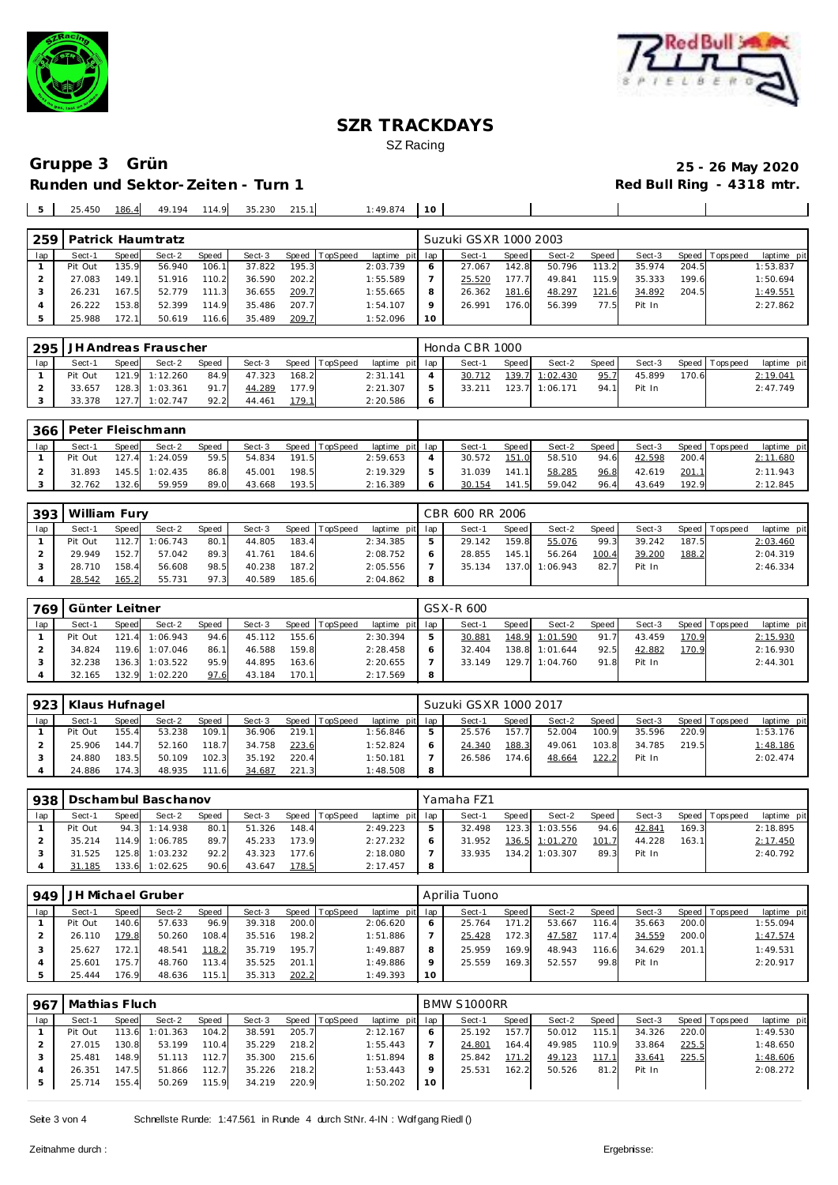# SZR TRACKDAYS

SZ Racing

## Gruppe 3 Grün

**25 - 26 May 2020**

**Runden und Sektor-Zeiten - Turn 1**

**Red Bull Ring - 4318 mtr.**

| | | | | | | | | | | | | | | | | | | |
|---|---|---|---|---|---|---|---|---|---|---|---|---|---|---|---|---|---|---|
| 5 | 25.450 | 186.4 | 49.194 | 114.9 | 35.230 | 215.1 | | 1:49.874 | 10 | | | | | | | | | |

| 259 | Patrick Haumtratz | | | | | | | | Suzuki GSXR 1000 2003 | | | | | | | | | |
|---|---|---|---|---|---|---|---|---|---|---|---|---|---|---|---|---|---|---|
| lap | Sect-1 | Speed | Sect-2 | Speed | Sect-3 | Speed | TopSpeed | laptime pit | lap | Sect-1 | Speed | Sect-2 | Speed | Sect-3 | Speed | Topspeed | laptime pit |
| 1 | Pit Out | 135.9 | 56.940 | 106.1 | 37.822 | 195.3 | | 2:03.739 | 6 | 27.067 | 142.8 | 50.796 | 113.2 | 35.974 | 204.5 | | 1:53.837 |
| 2 | 27.083 | 149.1 | 51.916 | 110.2 | 36.590 | 202.2 | | 1:55.589 | 7 | 25.520 | 177.7 | 49.841 | 115.9 | 35.333 | 199.6 | | 1:50.694 |
| 3 | 26.231 | 167.5 | 52.779 | 111.3 | 36.655 | 209.7 | | 1:55.665 | 8 | 26.362 | 181.6 | 48.297 | 121.6 | 34.892 | 204.5 | | 1:49.551 |
| 4 | 26.222 | 153.8 | 52.399 | 114.9 | 35.486 | 207.7 | | 1:54.107 | 9 | 26.991 | 176.0 | 56.399 | 77.5 | Pit In | | | 2:27.862 |
| 5 | 25.988 | 172.1 | 50.619 | 116.6 | 35.489 | 209.7 | | 1:52.096 | 10 | | | | | | | | |

| 295 | JH Andreas Frauscher | | | | | | | | Honda CBR 1000 | | | | | | | | |
|---|---|---|---|---|---|---|---|---|---|---|---|---|---|---|---|---|---|
| lap | Sect-1 | Speed | Sect-2 | Speed | Sect-3 | Speed | TopSpeed | laptime pit | lap | Sect-1 | Speed | Sect-2 | Speed | Sect-3 | Speed | Topspeed | laptime pit |
| 1 | Pit Out | 121.9 | 1:12.260 | 84.9 | 47.323 | 168.2 | | 2:31.141 | 4 | 30.712 | 139.7 | 1:02.430 | 95.7 | 45.899 | 170.6 | | 2:19.041 |
| 2 | 33.657 | 128.3 | 1:03.361 | 91.7 | 44.289 | 177.9 | | 2:21.307 | 5 | 33.211 | 123.7 | 1:06.171 | 94.1 | Pit In | | | 2:47.749 |
| 3 | 33.378 | 127.7 | 1:02.747 | 92.2 | 44.461 | 179.1 | | 2:20.586 | 6 | | | | | | | | |

| 366 | Peter Fleischmann | | | | | | | | | | | | | | | | |
|---|---|---|---|---|---|---|---|---|---|---|---|---|---|---|---|---|---|
| lap | Sect-1 | Speed | Sect-2 | Speed | Sect-3 | Speed | TopSpeed | laptime pit | lap | Sect-1 | Speed | Sect-2 | Speed | Sect-3 | Speed | Topspeed | laptime pit |
| 1 | Pit Out | 127.4 | 1:24.059 | 59.5 | 54.834 | 191.5 | | 2:59.653 | 4 | 30.572 | 151.0 | 58.510 | 94.6 | 42.598 | 200.4 | | 2:11.680 |
| 2 | 31.893 | 145.5 | 1:02.435 | 86.8 | 45.001 | 198.5 | | 2:19.329 | 5 | 31.039 | 141.1 | 58.285 | 96.8 | 42.619 | 201.1 | | 2:11.943 |
| 3 | 32.762 | 132.6 | 59.959 | 89.0 | 43.668 | 193.5 | | 2:16.389 | 6 | 30.154 | 141.5 | 59.042 | 96.4 | 43.649 | 192.9 | | 2:12.845 |

| 393 | William Fury | | | | | | | | CBR 600 RR 2006 | | | | | | | | |
|---|---|---|---|---|---|---|---|---|---|---|---|---|---|---|---|---|---|
| lap | Sect-1 | Speed | Sect-2 | Speed | Sect-3 | Speed | TopSpeed | laptime pit | lap | Sect-1 | Speed | Sect-2 | Speed | Sect-3 | Speed | Topspeed | laptime pit |
| 1 | Pit Out | 112.7 | 1:06.743 | 80.1 | 44.805 | 183.4 | | 2:34.385 | 5 | 29.142 | 159.8 | 55.076 | 99.3 | 39.242 | 187.5 | | 2:03.460 |
| 2 | 29.949 | 152.7 | 57.042 | 89.3 | 41.761 | 184.6 | | 2:08.752 | 6 | 28.855 | 145.1 | 56.264 | 100.4 | 39.200 | 188.2 | | 2:04.319 |
| 3 | 28.710 | 158.4 | 56.608 | 98.5 | 40.238 | 187.2 | | 2:05.556 | 7 | 35.134 | 137.0 | 1:06.943 | 82.7 | Pit In | | | 2:46.334 |
| 4 | 28.542 | 165.2 | 55.731 | 97.3 | 40.589 | 185.6 | | 2:04.862 | 8 | | | | | | | | |

| 769 | Günter Leitner | | | | | | | | GSX-R 600 | | | | | | | | |
|---|---|---|---|---|---|---|---|---|---|---|---|---|---|---|---|---|---|
| lap | Sect-1 | Speed | Sect-2 | Speed | Sect-3 | Speed | TopSpeed | laptime pit | lap | Sect-1 | Speed | Sect-2 | Speed | Sect-3 | Speed | Topspeed | laptime pit |
| 1 | Pit Out | 121.4 | 1:06.943 | 94.6 | 45.112 | 155.6 | | 2:30.394 | 5 | 30.881 | 148.9 | 1:01.590 | 91.7 | 43.459 | 170.9 | | 2:15.930 |
| 2 | 34.824 | 119.6 | 1:07.046 | 86.1 | 46.588 | 159.8 | | 2:28.458 | 6 | 32.404 | 138.8 | 1:01.644 | 92.5 | 42.882 | 170.9 | | 2:16.930 |
| 3 | 32.238 | 136.3 | 1:03.522 | 95.9 | 44.895 | 163.6 | | 2:20.655 | 7 | 33.149 | 129.7 | 1:04.760 | 91.8 | Pit In | | | 2:44.301 |
| 4 | 32.165 | 132.9 | 1:02.220 | 97.6 | 43.184 | 170.1 | | 2:17.569 | 8 | | | | | | | | |

| 923 | Klaus Hufnagel | | | | | | | | Suzuki GSXR 1000 2017 | | | | | | | | |
|---|---|---|---|---|---|---|---|---|---|---|---|---|---|---|---|---|---|
| lap | Sect-1 | Speed | Sect-2 | Speed | Sect-3 | Speed | TopSpeed | laptime pit | lap | Sect-1 | Speed | Sect-2 | Speed | Sect-3 | Speed | Topspeed | laptime pit |
| 1 | Pit Out | 155.4 | 53.238 | 109.1 | 36.906 | 219.1 | | 1:56.846 | 5 | 25.576 | 157.7 | 52.004 | 100.9 | 35.596 | 220.9 | | 1:53.176 |
| 2 | 25.906 | 144.7 | 52.160 | 118.7 | 34.758 | 223.6 | | 1:52.824 | 6 | 24.340 | 188.3 | 49.061 | 103.8 | 34.785 | 219.5 | | 1:48.186 |
| 3 | 24.880 | 183.5 | 50.109 | 102.3 | 35.192 | 220.4 | | 1:50.181 | 7 | 26.586 | 174.6 | 48.664 | 122.2 | Pit In | | | 2:02.474 |
| 4 | 24.886 | 174.3 | 48.935 | 111.6 | 34.687 | 221.3 | | 1:48.508 | 8 | | | | | | | | |

| 938 | Dschambul Baschanov | | | | | | | | Yamaha FZ1 | | | | | | | | |
|---|---|---|---|---|---|---|---|---|---|---|---|---|---|---|---|---|---|
| lap | Sect-1 | Speed | Sect-2 | Speed | Sect-3 | Speed | TopSpeed | laptime pit | lap | Sect-1 | Speed | Sect-2 | Speed | Sect-3 | Speed | Topspeed | laptime pit |
| 1 | Pit Out | 94.3 | 1:14.938 | 80.1 | 51.326 | 148.4 | | 2:49.223 | 5 | 32.498 | 123.3 | 1:03.556 | 94.6 | 42.841 | 169.3 | | 2:18.895 |
| 2 | 35.214 | 114.9 | 1:06.785 | 89.7 | 45.233 | 173.9 | | 2:27.232 | 6 | 31.952 | 136.5 | 1:01.270 | 101.7 | 44.228 | 163.1 | | 2:17.450 |
| 3 | 31.525 | 125.8 | 1:03.232 | 92.2 | 43.323 | 177.6 | | 2:18.080 | 7 | 33.935 | 134.2 | 1:03.307 | 89.3 | Pit In | | | 2:40.792 |
| 4 | 31.185 | 133.6 | 1:02.625 | 90.6 | 43.647 | 178.5 | | 2:17.457 | 8 | | | | | | | | |

| 949 | JH Michael Gruber | | | | | | | | Aprilia Tuono | | | | | | | | |
|---|---|---|---|---|---|---|---|---|---|---|---|---|---|---|---|---|---|
| lap | Sect-1 | Speed | Sect-2 | Speed | Sect-3 | Speed | TopSpeed | laptime pit | lap | Sect-1 | Speed | Sect-2 | Speed | Sect-3 | Speed | Topspeed | laptime pit |
| 1 | Pit Out | 140.6 | 57.633 | 96.9 | 39.318 | 200.0 | | 2:06.620 | 6 | 25.764 | 171.2 | 53.667 | 116.4 | 35.663 | 200.0 | | 1:55.094 |
| 2 | 26.110 | 179.8 | 50.260 | 108.4 | 35.516 | 198.2 | | 1:51.886 | 7 | 25.428 | 172.3 | 47.587 | 117.4 | 34.559 | 200.0 | | 1:47.574 |
| 3 | 25.627 | 172.1 | 48.541 | 118.2 | 35.719 | 195.7 | | 1:49.887 | 8 | 25.959 | 169.9 | 48.943 | 116.6 | 34.629 | 201.1 | | 1:49.531 |
| 4 | 25.601 | 175.7 | 48.760 | 113.4 | 35.525 | 201.1 | | 1:49.886 | 9 | 25.559 | 169.3 | 52.557 | 99.8 | Pit In | | | 2:20.917 |
| 5 | 25.444 | 176.9 | 48.636 | 115.1 | 35.313 | 202.2 | | 1:49.393 | 10 | | | | | | | | |

| 967 | Mathias Fluch | | | | | | | | BMW S1000RR | | | | | | | | |
|---|---|---|---|---|---|---|---|---|---|---|---|---|---|---|---|---|---|
| lap | Sect-1 | Speed | Sect-2 | Speed | Sect-3 | Speed | TopSpeed | laptime pit | lap | Sect-1 | Speed | Sect-2 | Speed | Sect-3 | Speed | Topspeed | laptime pit |
| 1 | Pit Out | 113.6 | 1:01.363 | 104.2 | 38.591 | 205.7 | | 2:12.167 | 6 | 25.192 | 157.7 | 50.012 | 115.1 | 34.326 | 220.0 | | 1:49.530 |
| 2 | 27.015 | 130.8 | 53.199 | 110.4 | 35.229 | 218.2 | | 1:55.443 | 7 | 24.801 | 164.4 | 49.985 | 110.9 | 33.864 | 225.5 | | 1:48.650 |
| 3 | 25.481 | 148.9 | 51.113 | 112.7 | 35.300 | 215.6 | | 1:51.894 | 8 | 25.842 | 171.2 | 49.123 | 117.1 | 33.641 | 225.5 | | 1:48.606 |
| 4 | 26.351 | 147.5 | 51.866 | 112.7 | 35.226 | 218.2 | | 1:53.443 | 9 | 25.531 | 162.2 | 50.526 | 81.2 | Pit In | | | 2:08.272 |
| 5 | 25.714 | 155.4 | 50.269 | 115.9 | 34.219 | 220.9 | | 1:50.202 | 10 | | | | | | | | |

Schnellste Runde: 1:47.561 in Runde 4 durch StNr. 4-IN : Wolfgang Riedl ()

Zeitnahme durch :

Ergebnisse: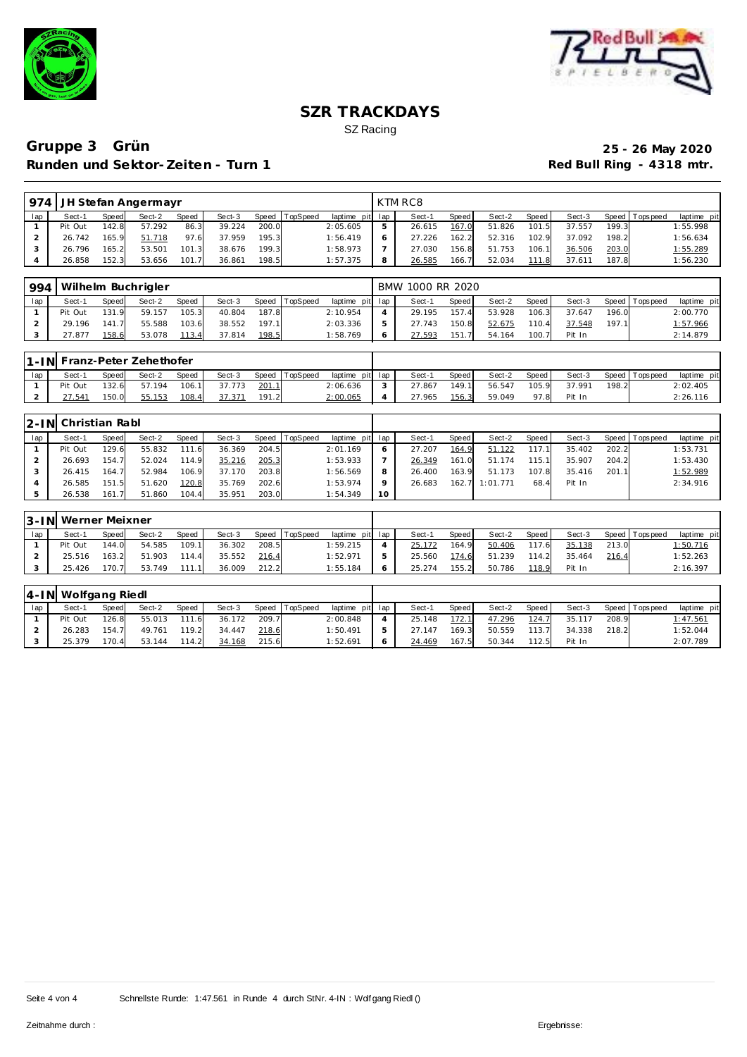# SZR TRACKDAYS

SZ Racing

## Gruppe 3 Grün

**25 - 26 May 2020**

**Runden und Sektor-Zeiten - Turn 1**

**Red Bull Ring - 4318 mtr.**

| 974 | JH Stefan Angermayr | | | | | | | | KTM RC8 | | | | | | | | |
|---|---|---|---|---|---|---|---|---|---|---|---|---|---|---|---|---|---|
| lap | Sect-1 | Speed | Sect-2 | Speed | Sect-3 | Speed | TopSpeed | laptime pit | lap | Sect-1 | Speed | Sect-2 | Speed | Sect-3 | Speed | Topspeed | laptime pit |
| 1 | Pit Out | 142.8 | 57.292 | 86.3 | 39.224 | 200.0 | | 2:05.605 | 5 | 26.615 | 167.0 | 51.826 | 101.5 | 37.557 | 199.3 | | 1:55.998 |
| 2 | 26.742 | 165.9 | 51.718 | 97.6 | 37.959 | 195.3 | | 1:56.419 | 6 | 27.226 | 162.2 | 52.316 | 102.9 | 37.092 | 198.2 | | 1:56.634 |
| 3 | 26.796 | 165.2 | 53.501 | 101.3 | 38.676 | 199.3 | | 1:58.973 | 7 | 27.030 | 156.8 | 51.753 | 106.1 | 36.506 | 203.0 | | 1:55.289 |
| 4 | 26.858 | 152.3 | 53.656 | 101.7 | 36.861 | 198.5 | | 1:57.375 | 8 | 26.585 | 166.7 | 52.034 | 111.8 | 37.611 | 187.8 | | 1:56.230 |

| 994 | Wilhelm Buchrigler | | | | | | | | BMW 1000 RR 2020 | | | | | | | | |
|---|---|---|---|---|---|---|---|---|---|---|---|---|---|---|---|---|---|
| lap | Sect-1 | Speed | Sect-2 | Speed | Sect-3 | Speed | TopSpeed | laptime pit | lap | Sect-1 | Speed | Sect-2 | Speed | Sect-3 | Speed | Topspeed | laptime pit |
| 1 | Pit Out | 131.9 | 59.157 | 105.3 | 40.804 | 187.8 | | 2:10.954 | 4 | 29.195 | 157.4 | 53.928 | 106.3 | 37.647 | 196.0 | | 2:00.770 |
| 2 | 29.196 | 141.7 | 55.588 | 103.6 | 38.552 | 197.1 | | 2:03.336 | 5 | 27.743 | 150.8 | 52.675 | 110.4 | 37.548 | 197.1 | | 1:57.966 |
| 3 | 27.877 | 158.6 | 53.078 | 113.4 | 37.814 | 198.5 | | 1:58.769 | 6 | 27.593 | 151.7 | 54.164 | 100.7 | Pit In | | | 2:14.879 |

| 1-IN | Franz-Peter Zehethofer | | | | | | | | | | | | | | | | |
|---|---|---|---|---|---|---|---|---|---|---|---|---|---|---|---|---|---|
| lap | Sect-1 | Speed | Sect-2 | Speed | Sect-3 | Speed | TopSpeed | laptime pit | lap | Sect-1 | Speed | Sect-2 | Speed | Sect-3 | Speed | Topspeed | laptime pit |
| 1 | Pit Out | 132.6 | 57.194 | 106.1 | 37.773 | 201.1 | | 2:06.636 | 3 | 27.867 | 149.1 | 56.547 | 105.9 | 37.991 | 198.2 | | 2:02.405 |
| 2 | 27.541 | 150.0 | 55.153 | 108.4 | 37.371 | 191.2 | | 2:00.065 | 4 | 27.965 | 156.3 | 59.049 | 97.8 | Pit In | | | 2:26.116 |

| 2-IN | Christian Rabl | | | | | | | | | | | | | | | | |
|---|---|---|---|---|---|---|---|---|---|---|---|---|---|---|---|---|---|
| lap | Sect-1 | Speed | Sect-2 | Speed | Sect-3 | Speed | TopSpeed | laptime pit | lap | Sect-1 | Speed | Sect-2 | Speed | Sect-3 | Speed | Topspeed | laptime pit |
| 1 | Pit Out | 129.6 | 55.832 | 111.6 | 36.369 | 204.5 | | 2:01.169 | 6 | 27.207 | 164.9 | 51.122 | 117.1 | 35.402 | 202.2 | | 1:53.731 |
| 2 | 26.693 | 154.7 | 52.024 | 114.9 | 35.216 | 205.3 | | 1:53.933 | 7 | 26.349 | 161.0 | 51.174 | 115.1 | 35.907 | 204.2 | | 1:53.430 |
| 3 | 26.415 | 164.7 | 52.984 | 106.9 | 37.170 | 203.8 | | 1:56.569 | 8 | 26.400 | 163.9 | 51.173 | 107.8 | 35.416 | 201.1 | | 1:52.989 |
| 4 | 26.585 | 151.5 | 51.620 | 120.8 | 35.769 | 202.6 | | 1:53.974 | 9 | 26.683 | 162.7 | 1:01.771 | 68.4 | Pit In | | | 2:34.916 |
| 5 | 26.538 | 161.7 | 51.860 | 104.4 | 35.951 | 203.0 | | 1:54.349 | 10 | | | | | | | | |

| 3-IN | Werner Meixner | | | | | | | | | | | | | | | | |
|---|---|---|---|---|---|---|---|---|---|---|---|---|---|---|---|---|---|
| lap | Sect-1 | Speed | Sect-2 | Speed | Sect-3 | Speed | TopSpeed | laptime pit | lap | Sect-1 | Speed | Sect-2 | Speed | Sect-3 | Speed | Topspeed | laptime pit |
| 1 | Pit Out | 144.0 | 54.585 | 109.1 | 36.302 | 208.5 | | 1:59.215 | 4 | 25.172 | 164.9 | 50.406 | 117.6 | 35.138 | 213.0 | | 1:50.716 |
| 2 | 25.516 | 163.2 | 51.903 | 114.4 | 35.552 | 216.4 | | 1:52.971 | 5 | 25.560 | 174.6 | 51.239 | 114.2 | 35.464 | 216.4 | | 1:52.263 |
| 3 | 25.426 | 170.7 | 53.749 | 111.1 | 36.009 | 212.2 | | 1:55.184 | 6 | 25.274 | 155.2 | 50.786 | 118.9 | Pit In | | | 2:16.397 |

| 4-IN | Wolfgang Riedl | | | | | | | | | | | | | | | | |
|---|---|---|---|---|---|---|---|---|---|---|---|---|---|---|---|---|---|
| lap | Sect-1 | Speed | Sect-2 | Speed | Sect-3 | Speed | TopSpeed | laptime pit | lap | Sect-1 | Speed | Sect-2 | Speed | Sect-3 | Speed | Topspeed | laptime pit |
| 1 | Pit Out | 126.8 | 55.013 | 111.6 | 36.172 | 209.7 | | 2:00.848 | 4 | 25.148 | 172.1 | 47.296 | 124.7 | 35.117 | 208.9 | | 1:47.561 |
| 2 | 26.283 | 154.7 | 49.761 | 119.2 | 34.447 | 218.6 | | 1:50.491 | 5 | 27.147 | 169.3 | 50.559 | 113.7 | 34.338 | 218.2 | | 1:52.044 |
| 3 | 25.379 | 170.4 | 53.144 | 114.2 | 34.168 | 215.6 | | 1:52.691 | 6 | 24.469 | 167.5 | 50.344 | 112.5 | Pit In | | | 2:07.789 |

Schnellste Runde: 1:47.561 in Runde 4 durch StNr. 4-IN : Wolfgang Riedl ()

Zeitnahme durch :

Ergebnisse: